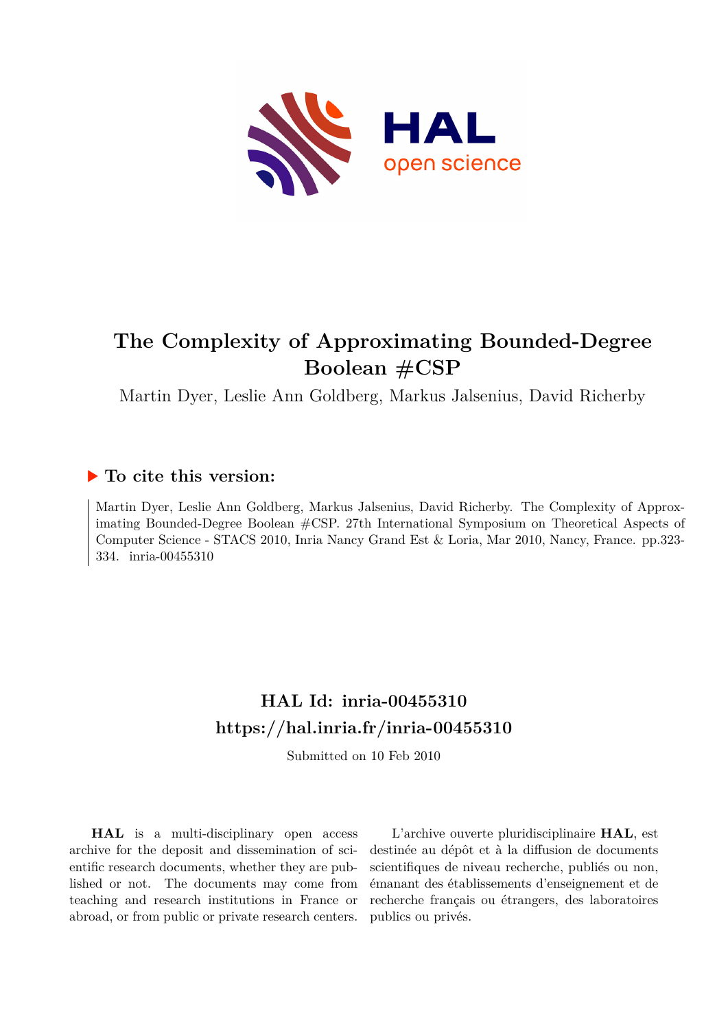# The Complexity of Approximating Bounded-Degree Boolean #CSP

Martin Dyer, Leslie Ann Goldberg, Markus Jalsenius, David Richerby

## ▶ To cite this version:

Martin Dyer, Leslie Ann Goldberg, Markus Jalsenius, David Richerby. The Complexity of Approximating Bounded-Degree Boolean #CSP. 27th International Symposium on Theoretical Aspects of Computer Science - STACS 2010, Inria Nancy Grand Est & Loria, Mar 2010, Nancy, France. pp.323-334. inria-00455310

## HAL Id: inria-00455310
## https://hal.inria.fr/inria-00455310

Submitted on 10 Feb 2010

**HAL** is a multi-disciplinary open access archive for the deposit and dissemination of scientific research documents, whether they are published or not. The documents may come from teaching and research institutions in France or abroad, or from public or private research centers.

L'archive ouverte pluridisciplinaire **HAL**, est destinée au dépôt et à la diffusion de documents scientifiques de niveau recherche, publiés ou non, émanant des établissements d'enseignement et de recherche français ou étrangers, des laboratoires publics ou privés.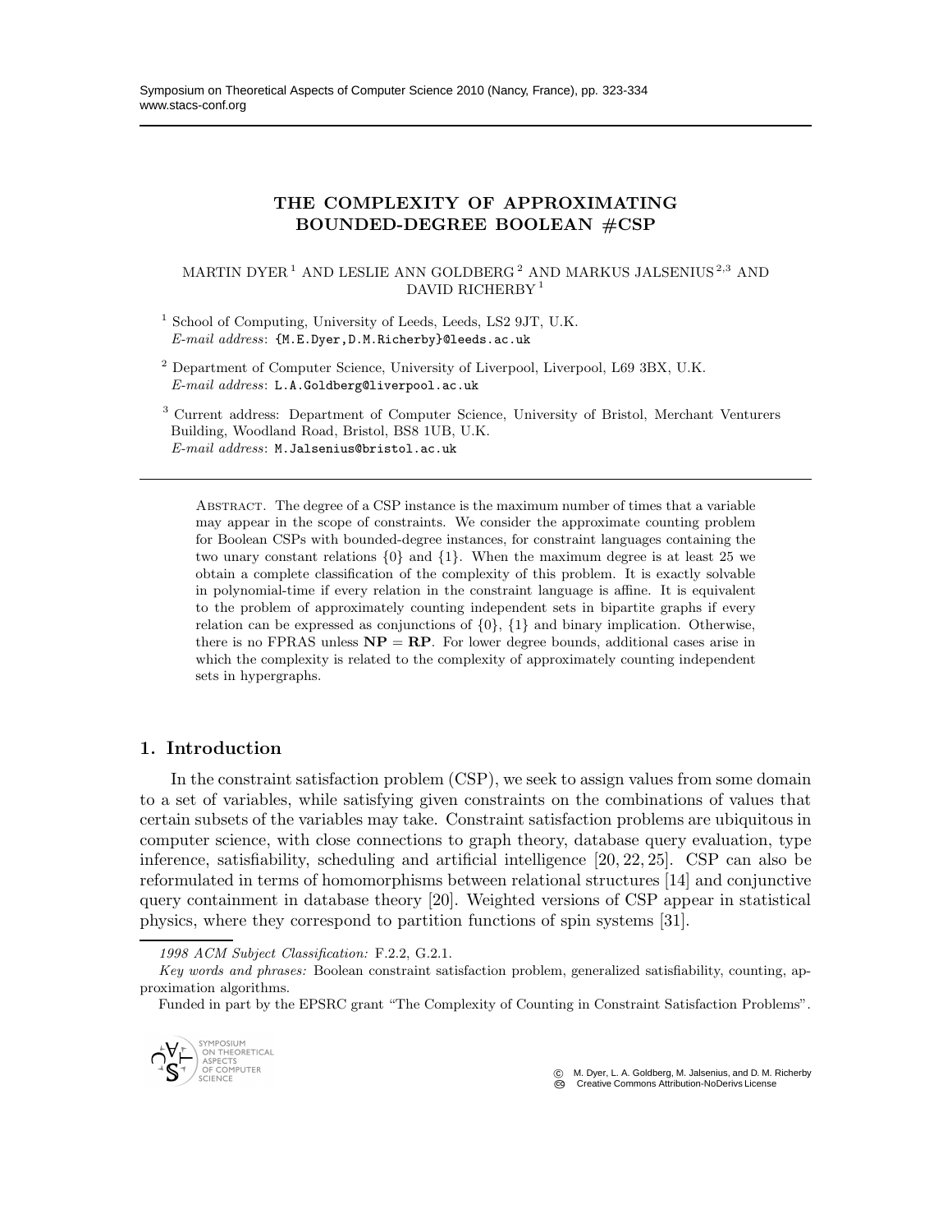## THE COMPLEXITY OF APPROXIMATING BOUNDED-DEGREE BOOLEAN #CSP

MARTIN DYER [1] AND LESLIE ANN GOLDBERG [2] AND MARKUS JALSENIUS [2,3] AND DAVID RICHERBY [1]

[1] School of Computing, University of Leeds, Leeds, LS2 9JT, U.K.
*E-mail address*: {M.E.Dyer,D.M.Richerby}@leeds.ac.uk

[2] Department of Computer Science, University of Liverpool, Liverpool, L69 3BX, U.K.
*E-mail address*: L.A.Goldberg@liverpool.ac.uk

[3] Current address: Department of Computer Science, University of Bristol, Merchant Venturers Building, Woodland Road, Bristol, BS8 1UB, U.K.
*E-mail address*: M.Jalsenius@bristol.ac.uk

Abstract. The degree of a CSP instance is the maximum number of times that a variable may appear in the scope of constraints. We consider the approximate counting problem for Boolean CSPs with bounded-degree instances, for constraint languages containing the two unary constant relations $\{0\}$ and $\{1\}$. When the maximum degree is at least 25 we obtain a complete classification of the complexity of this problem. It is exactly solvable in polynomial-time if every relation in the constraint language is affine. It is equivalent to the problem of approximately counting independent sets in bipartite graphs if every relation can be expressed as conjunctions of $\{0\}$, $\{1\}$ and binary implication. Otherwise, there is no FPRAS unless $\mathbf{NP} = \mathbf{RP}$. For lower degree bounds, additional cases arise in which the complexity is related to the complexity of approximately counting independent sets in hypergraphs.

## 1. Introduction

In the constraint satisfaction problem (CSP), we seek to assign values from some domain to a set of variables, while satisfying given constraints on the combinations of values that certain subsets of the variables may take. Constraint satisfaction problems are ubiquitous in computer science, with close connections to graph theory, database query evaluation, type inference, satisfiability, scheduling and artificial intelligence [20, 22, 25]. CSP can also be reformulated in terms of homomorphisms between relational structures [14] and conjunctive query containment in database theory [20]. Weighted versions of CSP appear in statistical physics, where they correspond to partition functions of spin systems [31].

*1998 ACM Subject Classification:* F.2.2, G.2.1.

*Key words and phrases:* Boolean constraint satisfaction problem, generalized satisfiability, counting, approximation algorithms.

Funded in part by the EPSRC grant "The Complexity of Counting in Constraint Satisfaction Problems".

© M. Dyer, L. A. Goldberg, M. Jalsenius, and D. M. Richerby
Creative Commons Attribution-NoDerivs License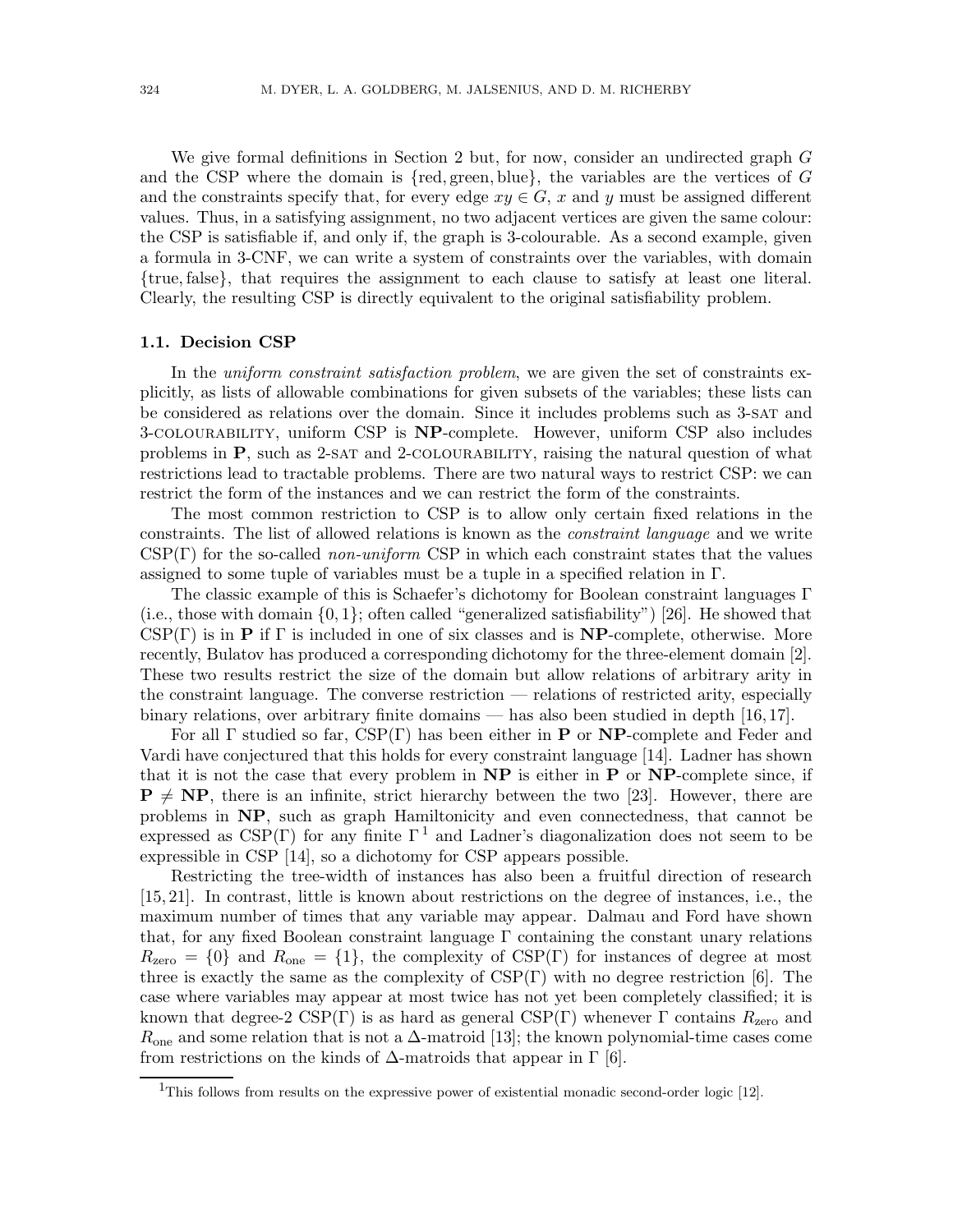We give formal definitions in Section 2 but, for now, consider an undirected graph $G$ and the CSP where the domain is $\{\text{red}, \text{green}, \text{blue}\}$, the variables are the vertices of $G$ and the constraints specify that, for every edge $xy \in G$, $x$ and $y$ must be assigned different values. Thus, in a satisfying assignment, no two adjacent vertices are given the same colour: the CSP is satisfiable if, and only if, the graph is 3-colourable. As a second example, given a formula in 3-CNF, we can write a system of constraints over the variables, with domain $\{\text{true}, \text{false}\}$, that requires the assignment to each clause to satisfy at least one literal. Clearly, the resulting CSP is directly equivalent to the original satisfiability problem.

### 1.1. Decision CSP

In the *uniform constraint satisfaction problem*, we are given the set of constraints explicitly, as lists of allowable combinations for given subsets of the variables; these lists can be considered as relations over the domain. Since it includes problems such as 3-SAT and 3-COLOURABILITY, uniform CSP is **NP**-complete. However, uniform CSP also includes problems in **P**, such as 2-SAT and 2-COLOURABILITY, raising the natural question of what restrictions lead to tractable problems. There are two natural ways to restrict CSP: we can restrict the form of the instances and we can restrict the form of the constraints.

The most common restriction to CSP is to allow only certain fixed relations in the constraints. The list of allowed relations is known as the *constraint language* and we write CSP($\Gamma$) for the so-called *non-uniform* CSP in which each constraint states that the values assigned to some tuple of variables must be a tuple in a specified relation in $\Gamma$.

The classic example of this is Schaefer's dichotomy for Boolean constraint languages $\Gamma$ (i.e., those with domain $\{0, 1\}$; often called "generalized satisfiability") [26]. He showed that CSP($\Gamma$) is in **P** if $\Gamma$ is included in one of six classes and is **NP**-complete, otherwise. More recently, Bulatov has produced a corresponding dichotomy for the three-element domain [2]. These two results restrict the size of the domain but allow relations of arbitrary arity in the constraint language. The converse restriction — relations of restricted arity, especially binary relations, over arbitrary finite domains — has also been studied in depth [16, 17].

For all $\Gamma$ studied so far, CSP($\Gamma$) has been either in **P** or **NP**-complete and Feder and Vardi have conjectured that this holds for every constraint language [14]. Ladner has shown that it is not the case that every problem in **NP** is either in **P** or **NP**-complete since, if **P** $\neq$ **NP**, there is an infinite, strict hierarchy between the two [23]. However, there are problems in **NP**, such as graph Hamiltonicity and even connectedness, that cannot be expressed as CSP($\Gamma$) for any finite $\Gamma$ [1] and Ladner's diagonalization does not seem to be expressible in CSP [14], so a dichotomy for CSP appears possible.

Restricting the tree-width of instances has also been a fruitful direction of research [15, 21]. In contrast, little is known about restrictions on the degree of instances, i.e., the maximum number of times that any variable may appear. Dalmau and Ford have shown that, for any fixed Boolean constraint language $\Gamma$ containing the constant unary relations $R_{\text{zero}} = \{0\}$ and $R_{\text{one}} = \{1\}$, the complexity of CSP($\Gamma$) for instances of degree at most three is exactly the same as the complexity of CSP($\Gamma$) with no degree restriction [6]. The case where variables may appear at most twice has not yet been completely classified; it is known that degree-2 CSP($\Gamma$) is as hard as general CSP($\Gamma$) whenever $\Gamma$ contains $R_{\text{zero}}$ and $R_{\text{one}}$ and some relation that is not a $\Delta$-matroid [13]; the known polynomial-time cases come from restrictions on the kinds of $\Delta$-matroids that appear in $\Gamma$ [6].

[1] This follows from results on the expressive power of existential monadic second-order logic [12].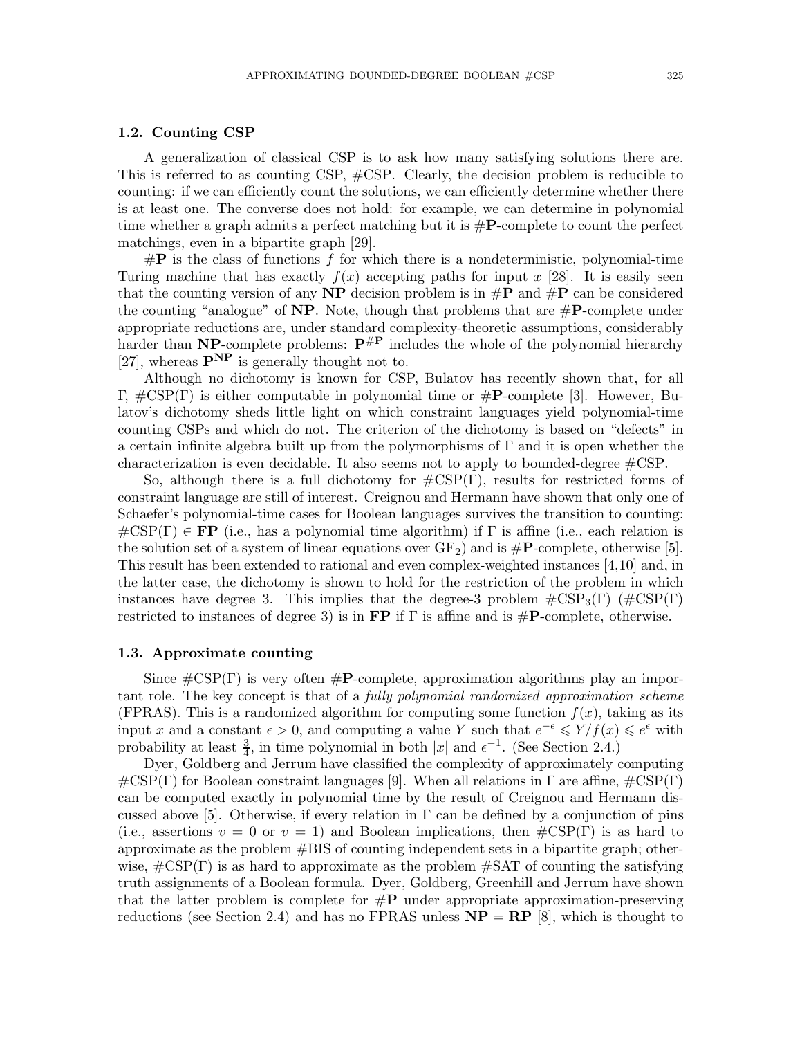### 1.2. Counting CSP

A generalization of classical CSP is to ask how many satisfying solutions there are. This is referred to as counting CSP, #CSP. Clearly, the decision problem is reducible to counting: if we can efficiently count the solutions, we can efficiently determine whether there is at least one. The converse does not hold: for example, we can determine in polynomial time whether a graph admits a perfect matching but it is #**P**-complete to count the perfect matchings, even in a bipartite graph [29].

#**P** is the class of functions $f$ for which there is a nondeterministic, polynomial-time Turing machine that has exactly $f(x)$ accepting paths for input $x$ [28]. It is easily seen that the counting version of any **NP** decision problem is in #**P** and #**P** can be considered the counting "analogue" of **NP**. Note, though that problems that are #**P**-complete under appropriate reductions are, under standard complexity-theoretic assumptions, considerably harder than **NP**-complete problems: $\mathbf{P}^{\#\mathbf{P}}$ includes the whole of the polynomial hierarchy [27], whereas $\mathbf{P}^{\mathbf{NP}}$ is generally thought not to.

Although no dichotomy is known for CSP, Bulatov has recently shown that, for all $\Gamma$, #CSP($\Gamma$) is either computable in polynomial time or #**P**-complete [3]. However, Bulatov's dichotomy sheds little light on which constraint languages yield polynomial-time counting CSPs and which do not. The criterion of the dichotomy is based on "defects" in a certain infinite algebra built up from the polymorphisms of $\Gamma$ and it is open whether the characterization is even decidable. It also seems not to apply to bounded-degree #CSP.

So, although there is a full dichotomy for #CSP($\Gamma$), results for restricted forms of constraint language are still of interest. Creignou and Hermann have shown that only one of Schaefer's polynomial-time cases for Boolean languages survives the transition to counting: #CSP($\Gamma$) $\in$ **FP** (i.e., has a polynomial time algorithm) if $\Gamma$ is affine (i.e., each relation is the solution set of a system of linear equations over $\mathrm{GF}_2$) and is #**P**-complete, otherwise [5]. This result has been extended to rational and even complex-weighted instances [4,10] and, in the latter case, the dichotomy is shown to hold for the restriction of the problem in which instances have degree 3. This implies that the degree-3 problem #CSP$_3$($\Gamma$) (#CSP($\Gamma$) restricted to instances of degree 3) is in **FP** if $\Gamma$ is affine and is #**P**-complete, otherwise.

### 1.3. Approximate counting

Since #CSP($\Gamma$) is very often #**P**-complete, approximation algorithms play an important role. The key concept is that of a *fully polynomial randomized approximation scheme* (FPRAS). This is a randomized algorithm for computing some function $f(x)$, taking as its input $x$ and a constant $\epsilon > 0$, and computing a value $Y$ such that $e^{-\epsilon} \leqslant Y/f(x) \leqslant e^{\epsilon}$ with probability at least $\frac{3}{4}$, in time polynomial in both $|x|$ and $\epsilon^{-1}$. (See Section 2.4.)

Dyer, Goldberg and Jerrum have classified the complexity of approximately computing #CSP($\Gamma$) for Boolean constraint languages [9]. When all relations in $\Gamma$ are affine, #CSP($\Gamma$) can be computed exactly in polynomial time by the result of Creignou and Hermann discussed above [5]. Otherwise, if every relation in $\Gamma$ can be defined by a conjunction of pins (i.e., assertions $v = 0$ or $v = 1$) and Boolean implications, then #CSP($\Gamma$) is as hard to approximate as the problem #BIS of counting independent sets in a bipartite graph; otherwise, #CSP($\Gamma$) is as hard to approximate as the problem #SAT of counting the satisfying truth assignments of a Boolean formula. Dyer, Goldberg, Greenhill and Jerrum have shown that the latter problem is complete for #**P** under appropriate approximation-preserving reductions (see Section 2.4) and has no FPRAS unless **NP** = **RP** [8], which is thought to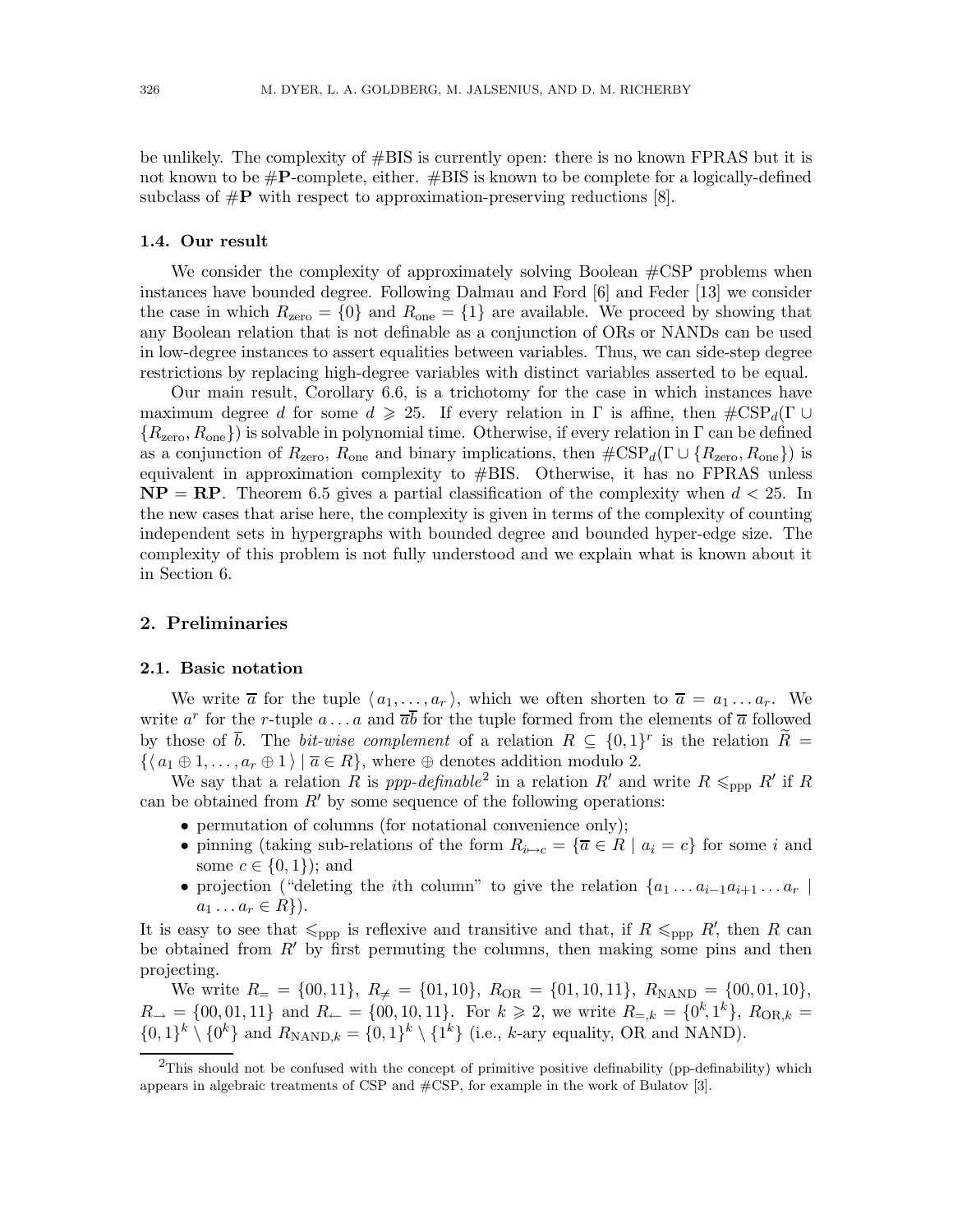be unlikely. The complexity of #BIS is currently open: there is no known FPRAS but it is not known to be #**P**-complete, either. #BIS is known to be complete for a logically-defined subclass of #**P** with respect to approximation-preserving reductions [8].

### 1.4. Our result

We consider the complexity of approximately solving Boolean #CSP problems when instances have bounded degree. Following Dalmau and Ford [6] and Feder [13] we consider the case in which $R_{\text{zero}} = \{0\}$ and $R_{\text{one}} = \{1\}$ are available. We proceed by showing that any Boolean relation that is not definable as a conjunction of ORs or NANDs can be used in low-degree instances to assert equalities between variables. Thus, we can side-step degree restrictions by replacing high-degree variables with distinct variables asserted to be equal.

Our main result, Corollary 6.6, is a trichotomy for the case in which instances have maximum degree $d$ for some $d \geqslant 25$. If every relation in $\Gamma$ is affine, then $\#\text{CSP}_d(\Gamma \cup \{R_{\text{zero}}, R_{\text{one}}\})$ is solvable in polynomial time. Otherwise, if every relation in $\Gamma$ can be defined as a conjunction of $R_{\text{zero}}$, $R_{\text{one}}$ and binary implications, then $\#\text{CSP}_d(\Gamma \cup \{R_{\text{zero}}, R_{\text{one}}\})$ is equivalent in approximation complexity to #BIS. Otherwise, it has no FPRAS unless $\mathbf{NP} = \mathbf{RP}$. Theorem 6.5 gives a partial classification of the complexity when $d < 25$. In the new cases that arise here, the complexity is given in terms of the complexity of counting independent sets in hypergraphs with bounded degree and bounded hyper-edge size. The complexity of this problem is not fully understood and we explain what is known about it in Section 6.

## 2. Preliminaries

### 2.1. Basic notation

We write $\overline{a}$ for the tuple $\langle a_1, \ldots, a_r \rangle$, which we often shorten to $\overline{a} = a_1 \ldots a_r$. We write $a^r$ for the $r$-tuple $a \ldots a$ and $\overline{a}\overline{b}$ for the tuple formed from the elements of $\overline{a}$ followed by those of $\overline{b}$. The *bit-wise complement* of a relation $R \subseteq \{0,1\}^r$ is the relation $\widetilde{R} = \{\langle a_1 \oplus 1, \ldots, a_r \oplus 1 \rangle \mid \overline{a} \in R\}$, where $\oplus$ denotes addition modulo 2.

We say that a relation $R$ is *ppp-definable*[2] in a relation $R'$ and write $R \leqslant_{\text{ppp}} R'$ if $R$ can be obtained from $R'$ by some sequence of the following operations:

- permutation of columns (for notational convenience only);
- pinning (taking sub-relations of the form $R_{i \mapsto c} = \{\overline{a} \in R \mid a_i = c\}$ for some $i$ and some $c \in \{0,1\}$); and
- projection ("deleting the $i$th column" to give the relation $\{a_1 \ldots a_{i-1} a_{i+1} \ldots a_r \mid a_1 \ldots a_r \in R\}$).

It is easy to see that $\leqslant_{\text{ppp}}$ is reflexive and transitive and that, if $R \leqslant_{\text{ppp}} R'$, then $R$ can be obtained from $R'$ by first permuting the columns, then making some pins and then projecting.

We write $R_{=} = \{00, 11\}$, $R_{\neq} = \{01, 10\}$, $R_{\text{OR}} = \{01, 10, 11\}$, $R_{\text{NAND}} = \{00, 01, 10\}$, $R_{\rightarrow} = \{00, 01, 11\}$ and $R_{\leftarrow} = \{00, 10, 11\}$. For $k \geqslant 2$, we write $R_{=,k} = \{0^k, 1^k\}$, $R_{\text{OR},k} = \{0,1\}^k \setminus \{0^k\}$ and $R_{\text{NAND},k} = \{0,1\}^k \setminus \{1^k\}$ (i.e., $k$-ary equality, OR and NAND).

[2] This should not be confused with the concept of primitive positive definability (pp-definability) which appears in algebraic treatments of CSP and #CSP, for example in the work of Bulatov [3].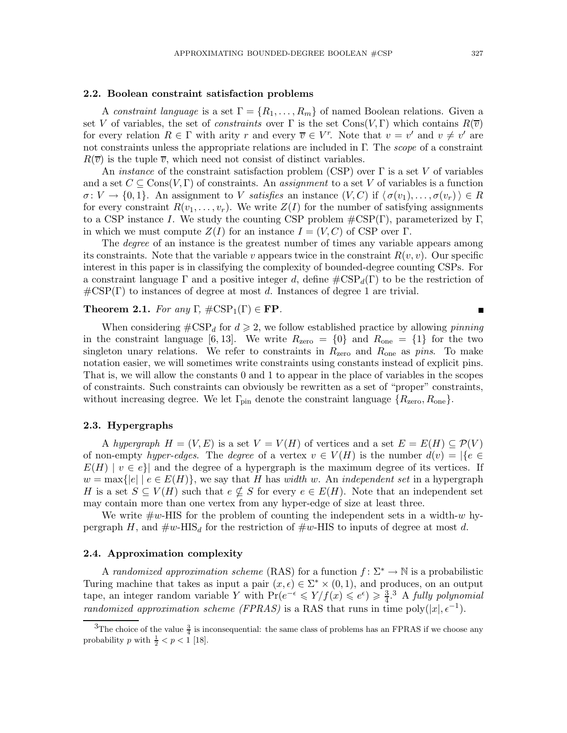### 2.2. Boolean constraint satisfaction problems

A *constraint language* is a set $\Gamma = \{R_1, \ldots, R_m\}$ of named Boolean relations. Given a set $V$ of variables, the set of *constraints* over $\Gamma$ is the set $\text{Cons}(V, \Gamma)$ which contains $R(\overline{v})$ for every relation $R \in \Gamma$ with arity $r$ and every $\overline{v} \in V^r$. Note that $v = v'$ and $v \neq v'$ are not constraints unless the appropriate relations are included in $\Gamma$. The *scope* of a constraint $R(\overline{v})$ is the tuple $\overline{v}$, which need not consist of distinct variables.

An *instance* of the constraint satisfaction problem (CSP) over $\Gamma$ is a set $V$ of variables and a set $C \subseteq \text{Cons}(V, \Gamma)$ of constraints. An *assignment* to a set $V$ of variables is a function $\sigma \colon V \to \{0, 1\}$. An assignment to $V$ *satisfies* an instance $(V, C)$ if $\langle\, \sigma(v_1), \ldots, \sigma(v_r)\,\rangle \in R$ for every constraint $R(v_1, \ldots, v_r)$. We write $Z(I)$ for the number of satisfying assignments to a CSP instance $I$. We study the counting CSP problem $\#\text{CSP}(\Gamma)$, parameterized by $\Gamma$, in which we must compute $Z(I)$ for an instance $I = (V, C)$ of CSP over $\Gamma$.

The *degree* of an instance is the greatest number of times any variable appears among its constraints. Note that the variable $v$ appears twice in the constraint $R(v, v)$. Our specific interest in this paper is in classifying the complexity of bounded-degree counting CSPs. For a constraint language $\Gamma$ and a positive integer $d$, define $\#\text{CSP}_d(\Gamma)$ to be the restriction of $\#\text{CSP}(\Gamma)$ to instances of degree at most $d$. Instances of degree 1 are trivial.

**Theorem 2.1.** *For any* $\Gamma$, $\#\text{CSP}_1(\Gamma) \in \mathbf{FP}$. ∎

When considering $\#\text{CSP}_d$ for $d \geqslant 2$, we follow established practice by allowing *pinning* in the constraint language [6, 13]. We write $R_{\text{zero}} = \{0\}$ and $R_{\text{one}} = \{1\}$ for the two singleton unary relations. We refer to constraints in $R_{\text{zero}}$ and $R_{\text{one}}$ as *pins*. To make notation easier, we will sometimes write constraints using constants instead of explicit pins. That is, we will allow the constants 0 and 1 to appear in the place of variables in the scopes of constraints. Such constraints can obviously be rewritten as a set of "proper" constraints, without increasing degree. We let $\Gamma_{\text{pin}}$ denote the constraint language $\{R_{\text{zero}}, R_{\text{one}}\}$.

### 2.3. Hypergraphs

A *hypergraph* $H = (V, E)$ is a set $V = V(H)$ of vertices and a set $E = E(H) \subseteq \mathcal{P}(V)$ of non-empty *hyper-edges*. The *degree* of a vertex $v \in V(H)$ is the number $d(v) = |\{e \in E(H) \mid v \in e\}|$ and the degree of a hypergraph is the maximum degree of its vertices. If $w = \max\{|e| \mid e \in E(H)\}$, we say that $H$ has *width* $w$. An *independent set* in a hypergraph $H$ is a set $S \subseteq V(H)$ such that $e \nsubseteq S$ for every $e \in E(H)$. Note that an independent set may contain more than one vertex from any hyper-edge of size at least three.

We write $\#w\text{-HIS}$ for the problem of counting the independent sets in a width-$w$ hypergraph $H$, and $\#w\text{-HIS}_d$ for the restriction of $\#w\text{-HIS}$ to inputs of degree at most $d$.

### 2.4. Approximation complexity

A *randomized approximation scheme* (RAS) for a function $f \colon \Sigma^* \to \mathbb{N}$ is a probabilistic Turing machine that takes as input a pair $(x, \epsilon) \in \Sigma^* \times (0, 1)$, and produces, on an output tape, an integer random variable $Y$ with $\Pr(e^{-\epsilon} \leqslant Y/f(x) \leqslant e^{\epsilon}) \geqslant \frac{3}{4}$.[3] A *fully polynomial randomized approximation scheme (FPRAS)* is a RAS that runs in time $\text{poly}(|x|, \epsilon^{-1})$.

[3] The choice of the value $\frac{3}{4}$ is inconsequential: the same class of problems has an FPRAS if we choose any probability $p$ with $\frac{1}{2} < p < 1$ [18].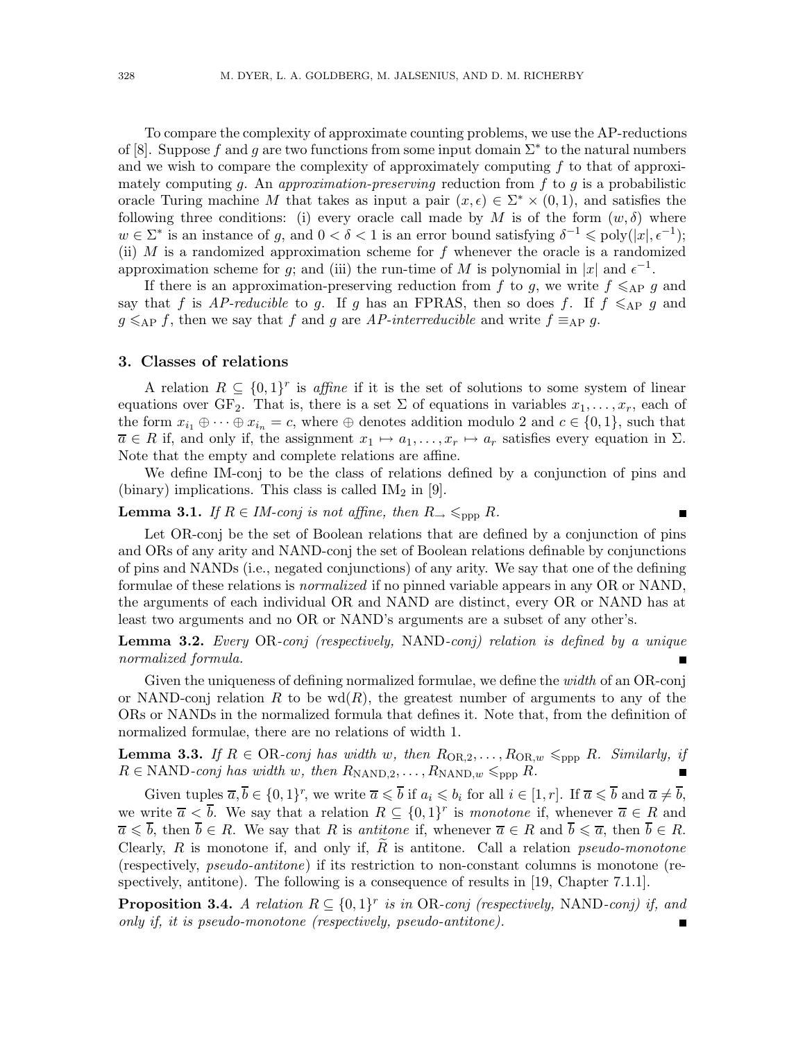To compare the complexity of approximate counting problems, we use the AP-reductions of [8]. Suppose $f$ and $g$ are two functions from some input domain $\Sigma^*$ to the natural numbers and we wish to compare the complexity of approximately computing $f$ to that of approximately computing $g$. An *approximation-preserving* reduction from $f$ to $g$ is a probabilistic oracle Turing machine $M$ that takes as input a pair $(x, \epsilon) \in \Sigma^* \times (0,1)$, and satisfies the following three conditions: (i) every oracle call made by $M$ is of the form $(w, \delta)$ where $w \in \Sigma^*$ is an instance of $g$, and $0 < \delta < 1$ is an error bound satisfying $\delta^{-1} \leqslant \mathrm{poly}(|x|, \epsilon^{-1})$; (ii) $M$ is a randomized approximation scheme for $f$ whenever the oracle is a randomized approximation scheme for $g$; and (iii) the run-time of $M$ is polynomial in $|x|$ and $\epsilon^{-1}$.

If there is an approximation-preserving reduction from $f$ to $g$, we write $f \leqslant_{\mathrm{AP}} g$ and say that $f$ is *AP-reducible* to $g$. If $g$ has an FPRAS, then so does $f$. If $f \leqslant_{\mathrm{AP}} g$ and $g \leqslant_{\mathrm{AP}} f$, then we say that $f$ and $g$ are *AP-interreducible* and write $f \equiv_{\mathrm{AP}} g$.

## 3. Classes of relations

A relation $R \subseteq \{0,1\}^r$ is *affine* if it is the set of solutions to some system of linear equations over $\mathrm{GF}_2$. That is, there is a set $\Sigma$ of equations in variables $x_1, \dots, x_r$, each of the form $x_{i_1} \oplus \cdots \oplus x_{i_n} = c$, where $\oplus$ denotes addition modulo 2 and $c \in \{0,1\}$, such that $\overline{a} \in R$ if, and only if, the assignment $x_1 \mapsto a_1, \dots, x_r \mapsto a_r$ satisfies every equation in $\Sigma$. Note that the empty and complete relations are affine.

We define IM-conj to be the class of relations defined by a conjunction of pins and (binary) implications. This class is called $\mathrm{IM}_2$ in [9].

**Lemma 3.1.** *If $R \in$ IM-conj is not affine, then $R_{\rightarrow} \leqslant_{\mathrm{ppp}} R$.* ∎

Let OR-conj be the set of Boolean relations that are defined by a conjunction of pins and ORs of any arity and NAND-conj the set of Boolean relations definable by conjunctions of pins and NANDs (i.e., negated conjunctions) of any arity. We say that one of the defining formulae of these relations is *normalized* if no pinned variable appears in any OR or NAND, the arguments of each individual OR and NAND are distinct, every OR or NAND has at least two arguments and no OR or NAND's arguments are a subset of any other's.

**Lemma 3.2.** *Every* OR*-conj (respectively,* NAND*-conj) relation is defined by a unique normalized formula.* ∎

Given the uniqueness of defining normalized formulae, we define the *width* of an OR-conj or NAND-conj relation $R$ to be $\mathrm{wd}(R)$, the greatest number of arguments to any of the ORs or NANDs in the normalized formula that defines it. Note that, from the definition of normalized formulae, there are no relations of width 1.

**Lemma 3.3.** *If $R \in$ OR-conj has width $w$, then $R_{\mathrm{OR},2}, \dots, R_{\mathrm{OR},w} \leqslant_{\mathrm{ppp}} R$. Similarly, if $R \in$ NAND-conj has width $w$, then $R_{\mathrm{NAND},2}, \dots, R_{\mathrm{NAND},w} \leqslant_{\mathrm{ppp}} R$.* ∎

Given tuples $\overline{a}, \overline{b} \in \{0,1\}^r$, we write $\overline{a} \leqslant \overline{b}$ if $a_i \leqslant b_i$ for all $i \in [1, r]$. If $\overline{a} \leqslant \overline{b}$ and $\overline{a} \neq \overline{b}$, we write $\overline{a} < \overline{b}$. We say that a relation $R \subseteq \{0,1\}^r$ is *monotone* if, whenever $\overline{a} \in R$ and $\overline{a} \leqslant \overline{b}$, then $\overline{b} \in R$. We say that $R$ is *antitone* if, whenever $\overline{a} \in R$ and $\overline{b} \leqslant \overline{a}$, then $\overline{b} \in R$. Clearly, $R$ is monotone if, and only if, $\widetilde{R}$ is antitone. Call a relation *pseudo-monotone* (respectively, *pseudo-antitone*) if its restriction to non-constant columns is monotone (respectively, antitone). The following is a consequence of results in [19, Chapter 7.1.1].

**Proposition 3.4.** *A relation $R \subseteq \{0,1\}^r$ is in* OR*-conj (respectively,* NAND*-conj) if, and only if, it is pseudo-monotone (respectively, pseudo-antitone).* ∎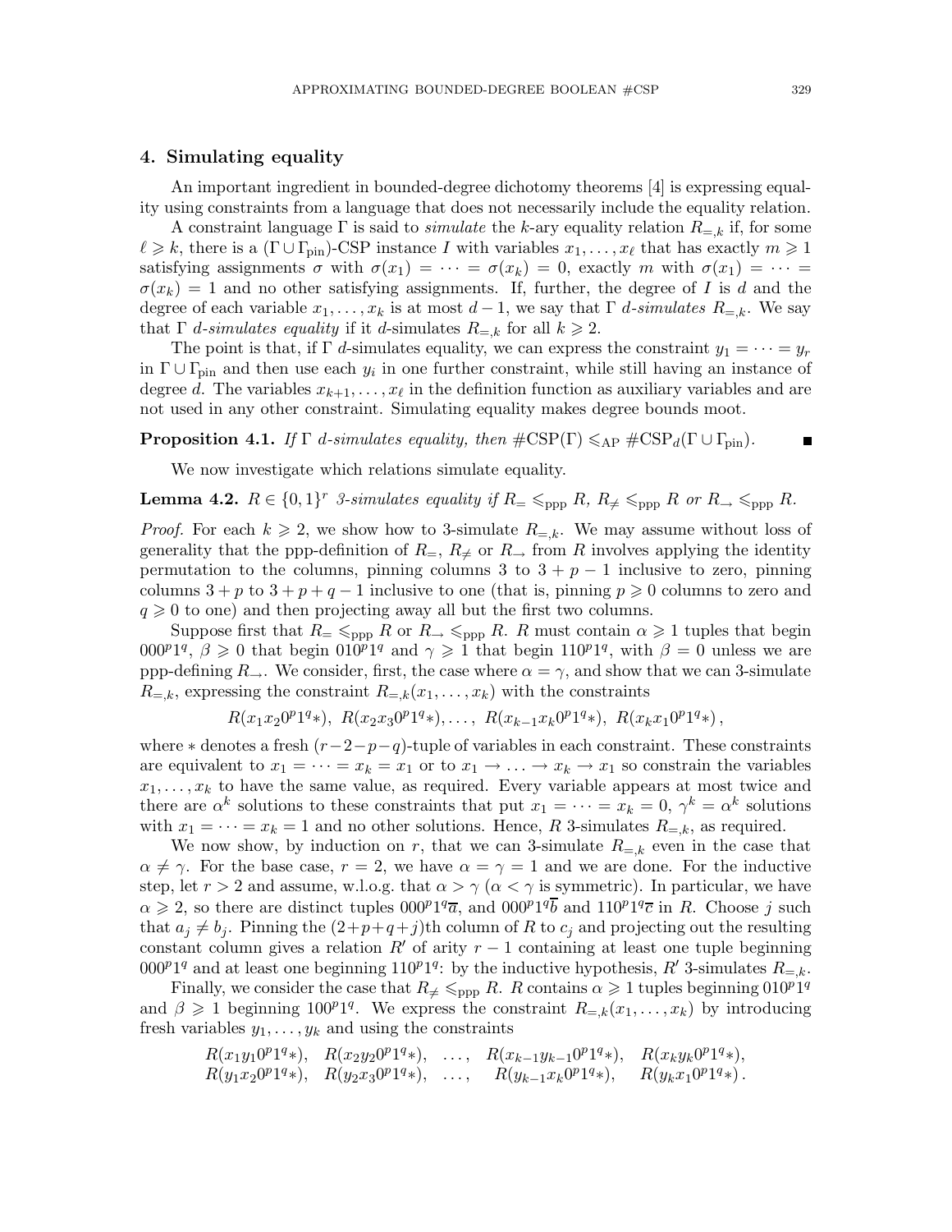## 4. Simulating equality

An important ingredient in bounded-degree dichotomy theorems [4] is expressing equality using constraints from a language that does not necessarily include the equality relation.

A constraint language $\Gamma$ is said to *simulate* the $k$-ary equality relation $R_{=,k}$ if, for some $\ell \geqslant k$, there is a $(\Gamma \cup \Gamma_{\text{pin}})$-CSP instance $I$ with variables $x_1, \dots, x_\ell$ that has exactly $m \geqslant 1$ satisfying assignments $\sigma$ with $\sigma(x_1) = \dots = \sigma(x_k) = 0$, exactly $m$ with $\sigma(x_1) = \dots = \sigma(x_k) = 1$ and no other satisfying assignments. If, further, the degree of $I$ is $d$ and the degree of each variable $x_1, \dots, x_k$ is at most $d-1$, we say that $\Gamma$ *$d$-simulates* $R_{=,k}$. We say that $\Gamma$ *$d$-simulates equality* if it $d$-simulates $R_{=,k}$ for all $k \geqslant 2$.

The point is that, if $\Gamma$ $d$-simulates equality, we can express the constraint $y_1 = \dots = y_r$ in $\Gamma \cup \Gamma_{\text{pin}}$ and then use each $y_i$ in one further constraint, while still having an instance of degree $d$. The variables $x_{k+1}, \dots, x_\ell$ in the definition function as auxiliary variables and are not used in any other constraint. Simulating equality makes degree bounds moot.

**Proposition 4.1.** *If $\Gamma$ $d$-simulates equality, then $\#\text{CSP}(\Gamma) \leqslant_{\text{AP}} \#\text{CSP}_d(\Gamma \cup \Gamma_{\text{pin}})$.* ∎

We now investigate which relations simulate equality.

**Lemma 4.2.** *$R \in \{0,1\}^r$ 3-simulates equality if $R_= \leqslant_{\text{ppp}} R$, $R_{\neq} \leqslant_{\text{ppp}} R$ or $R_{\to} \leqslant_{\text{ppp}} R$.*

*Proof.* For each $k \geqslant 2$, we show how to 3-simulate $R_{=,k}$. We may assume without loss of generality that the ppp-definition of $R_=$, $R_{\neq}$ or $R_{\to}$ from $R$ involves applying the identity permutation to the columns, pinning columns 3 to $3+p-1$ inclusive to zero, pinning columns $3+p$ to $3+p+q-1$ inclusive to one (that is, pinning $p \geqslant 0$ columns to zero and $q \geqslant 0$ to one) and then projecting away all but the first two columns.

Suppose first that $R_= \leqslant_{\text{ppp}} R$ or $R_{\to} \leqslant_{\text{ppp}} R$. $R$ must contain $\alpha \geqslant 1$ tuples that begin $000^p1^q$, $\beta \geqslant 0$ that begin $010^p1^q$ and $\gamma \geqslant 1$ that begin $110^p1^q$, with $\beta = 0$ unless we are ppp-defining $R_{\to}$. We consider, first, the case where $\alpha = \gamma$, and show that we can 3-simulate $R_{=,k}$, expressing the constraint $R_{=,k}(x_1, \dots, x_k)$ with the constraints

$$R(x_1x_20^p1^q*),\ R(x_2x_30^p1^q*), \dots,\ R(x_{k-1}x_k0^p1^q*),\ R(x_kx_10^p1^q*),$$

where $*$ denotes a fresh $(r-2-p-q)$-tuple of variables in each constraint. These constraints are equivalent to $x_1 = \dots = x_k = x_1$ or to $x_1 \to \dots \to x_k \to x_1$ so constrain the variables $x_1, \dots, x_k$ to have the same value, as required. Every variable appears at most twice and there are $\alpha^k$ solutions to these constraints that put $x_1 = \dots = x_k = 0$, $\gamma^k = \alpha^k$ solutions with $x_1 = \dots = x_k = 1$ and no other solutions. Hence, $R$ 3-simulates $R_{=,k}$, as required.

We now show, by induction on $r$, that we can 3-simulate $R_{=,k}$ even in the case that $\alpha \neq \gamma$. For the base case, $r = 2$, we have $\alpha = \gamma = 1$ and we are done. For the inductive step, let $r > 2$ and assume, w.l.o.g. that $\alpha > \gamma$ ($\alpha < \gamma$ is symmetric). In particular, we have $\alpha \geqslant 2$, so there are distinct tuples $000^p1^q\overline{a}$, and $000^p1^q\overline{b}$ and $110^p1^q\overline{c}$ in $R$. Choose $j$ such that $a_j \neq b_j$. Pinning the $(2+p+q+j)$th column of $R$ to $c_j$ and projecting out the resulting constant column gives a relation $R'$ of arity $r-1$ containing at least one tuple beginning $000^p1^q$ and at least one beginning $110^p1^q$: by the inductive hypothesis, $R'$ 3-simulates $R_{=,k}$.

Finally, we consider the case that $R_{\neq} \leqslant_{\text{ppp}} R$. $R$ contains $\alpha \geqslant 1$ tuples beginning $010^p1^q$ and $\beta \geqslant 1$ beginning $100^p1^q$. We express the constraint $R_{=,k}(x_1, \dots, x_k)$ by introducing fresh variables $y_1, \dots, y_k$ and using the constraints

$$\begin{array}{llll} R(x_1y_10^p1^q*), & R(x_2y_20^p1^q*), & \dots, & R(x_{k-1}y_{k-1}0^p1^q*), \quad R(x_ky_k0^p1^q*), \\ R(y_1x_20^p1^q*), & R(y_2x_30^p1^q*), & \dots, & R(y_{k-1}x_k0^p1^q*), \quad R(y_kx_10^p1^q*). \end{array}$$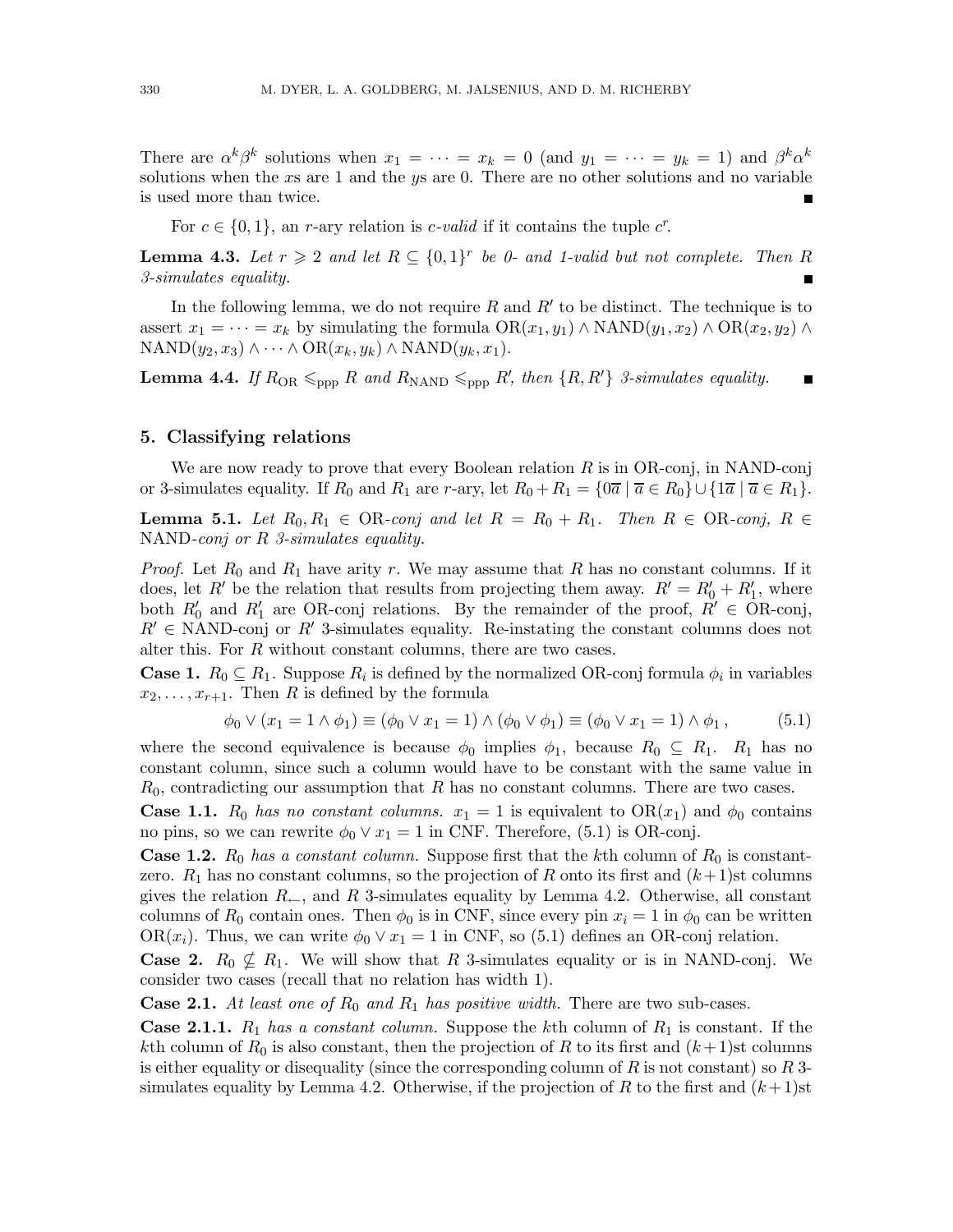There are $\alpha^k\beta^k$ solutions when $x_1 = \cdots = x_k = 0$ (and $y_1 = \cdots = y_k = 1$) and $\beta^k\alpha^k$ solutions when the $x$s are 1 and the $y$s are 0. There are no other solutions and no variable is used more than twice. ∎

For $c \in \{0,1\}$, an $r$-ary relation is *$c$-valid* if it contains the tuple $c^r$.

**Lemma 4.3.** *Let $r \geqslant 2$ and let $R \subseteq \{0,1\}^r$ be 0- and 1-valid but not complete. Then $R$ 3-simulates equality.* ∎

In the following lemma, we do not require $R$ and $R'$ to be distinct. The technique is to assert $x_1 = \cdots = x_k$ by simulating the formula $\mathrm{OR}(x_1, y_1) \wedge \mathrm{NAND}(y_1, x_2) \wedge \mathrm{OR}(x_2, y_2) \wedge \mathrm{NAND}(y_2, x_3) \wedge \cdots \wedge \mathrm{OR}(x_k, y_k) \wedge \mathrm{NAND}(y_k, x_1)$.

**Lemma 4.4.** *If $R_{\mathrm{OR}} \leqslant_{\mathrm{ppp}} R$ and $R_{\mathrm{NAND}} \leqslant_{\mathrm{ppp}} R'$, then $\{R, R'\}$ 3-simulates equality.* ∎

## 5. Classifying relations

We are now ready to prove that every Boolean relation $R$ is in OR-conj, in NAND-conj or 3-simulates equality. If $R_0$ and $R_1$ are $r$-ary, let $R_0 + R_1 = \{0\overline{a} \mid \overline{a} \in R_0\} \cup \{1\overline{a} \mid \overline{a} \in R_1\}$.

**Lemma 5.1.** *Let $R_0, R_1 \in$ OR-conj and let $R = R_0 + R_1$. Then $R \in$ OR-conj, $R \in$ NAND-conj or $R$ 3-simulates equality.*

*Proof.* Let $R_0$ and $R_1$ have arity $r$. We may assume that $R$ has no constant columns. If it does, let $R'$ be the relation that results from projecting them away. $R' = R_0' + R_1'$, where both $R_0'$ and $R_1'$ are OR-conj relations. By the remainder of the proof, $R' \in$ OR-conj, $R' \in$ NAND-conj or $R'$ 3-simulates equality. Re-instating the constant columns does not alter this. For $R$ without constant columns, there are two cases.

**Case 1.** $R_0 \subseteq R_1$. Suppose $R_i$ is defined by the normalized OR-conj formula $\phi_i$ in variables $x_2, \ldots, x_{r+1}$. Then $R$ is defined by the formula

$$\phi_0 \vee (x_1 = 1 \wedge \phi_1) \equiv (\phi_0 \vee x_1 = 1) \wedge (\phi_0 \vee \phi_1) \equiv (\phi_0 \vee x_1 = 1) \wedge \phi_1 \,, \tag{5.1}$$

where the second equivalence is because $\phi_0$ implies $\phi_1$, because $R_0 \subseteq R_1$. $R_1$ has no constant column, since such a column would have to be constant with the same value in $R_0$, contradicting our assumption that $R$ has no constant columns. There are two cases.

**Case 1.1.** *$R_0$ has no constant columns.* $x_1 = 1$ is equivalent to $\mathrm{OR}(x_1)$ and $\phi_0$ contains no pins, so we can rewrite $\phi_0 \vee x_1 = 1$ in CNF. Therefore, (5.1) is OR-conj.

**Case 1.2.** *$R_0$ has a constant column.* Suppose first that the $k$th column of $R_0$ is constant-zero. $R_1$ has no constant columns, so the projection of $R$ onto its first and $(k+1)$st columns gives the relation $R_{\leftarrow}$, and $R$ 3-simulates equality by Lemma 4.2. Otherwise, all constant columns of $R_0$ contain ones. Then $\phi_0$ is in CNF, since every pin $x_i = 1$ in $\phi_0$ can be written $\mathrm{OR}(x_i)$. Thus, we can write $\phi_0 \vee x_1 = 1$ in CNF, so (5.1) defines an OR-conj relation.

**Case 2.** $R_0 \not\subseteq R_1$. We will show that $R$ 3-simulates equality or is in NAND-conj. We consider two cases (recall that no relation has width 1).

**Case 2.1.** *At least one of $R_0$ and $R_1$ has positive width.* There are two sub-cases.

**Case 2.1.1.** *$R_1$ has a constant column.* Suppose the $k$th column of $R_1$ is constant. If the $k$th column of $R_0$ is also constant, then the projection of $R$ to its first and $(k+1)$st columns is either equality or disequality (since the corresponding column of $R$ is not constant) so $R$ 3-simulates equality by Lemma 4.2. Otherwise, if the projection of $R$ to the first and $(k+1)$st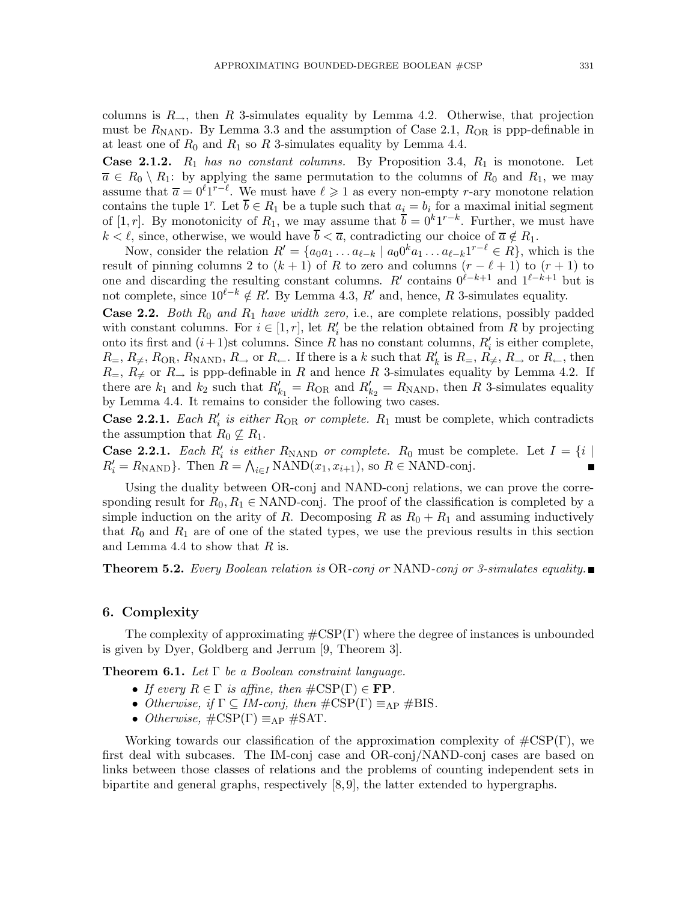columns is $R_{\rightarrow}$, then $R$ 3-simulates equality by Lemma 4.2. Otherwise, that projection must be $R_{\mathrm{NAND}}$. By Lemma 3.3 and the assumption of Case 2.1, $R_{\mathrm{OR}}$ is ppp-definable in at least one of $R_0$ and $R_1$ so $R$ 3-simulates equality by Lemma 4.4.

**Case 2.1.2.** *$R_1$ has no constant columns.* By Proposition 3.4, $R_1$ is monotone. Let $\overline{a} \in R_0 \setminus R_1$: by applying the same permutation to the columns of $R_0$ and $R_1$, we may assume that $\overline{a} = 0^\ell 1^{r-\ell}$. We must have $\ell \geqslant 1$ as every non-empty $r$-ary monotone relation contains the tuple $1^r$. Let $\overline{b} \in R_1$ be a tuple such that $a_i = b_i$ for a maximal initial segment of $[1, r]$. By monotonicity of $R_1$, we may assume that $\overline{b} = 0^k 1^{r-k}$. Further, we must have $k < \ell$, since, otherwise, we would have $\overline{b} < \overline{a}$, contradicting our choice of $\overline{a} \notin R_1$.

Now, consider the relation $R' = \{a_0 a_1 \dots a_{\ell-k} \mid a_0 0^k a_1 \dots a_{\ell-k} 1^{r-\ell} \in R\}$, which is the result of pinning columns 2 to $(k+1)$ of $R$ to zero and columns $(r-\ell+1)$ to $(r+1)$ to one and discarding the resulting constant columns. $R'$ contains $0^{\ell-k+1}$ and $1^{\ell-k+1}$ but is not complete, since $10^{\ell-k} \notin R'$. By Lemma 4.3, $R'$ and, hence, $R$ 3-simulates equality.

**Case 2.2.** *Both $R_0$ and $R_1$ have width zero,* i.e., are complete relations, possibly padded with constant columns. For $i \in [1, r]$, let $R'_i$ be the relation obtained from $R$ by projecting onto its first and $(i+1)$st columns. Since $R$ has no constant columns, $R'_i$ is either complete, $R_=$, $R_{\neq}$, $R_{\mathrm{OR}}$, $R_{\mathrm{NAND}}$, $R_{\rightarrow}$ or $R_{\leftarrow}$. If there is a $k$ such that $R'_k$ is $R_=$, $R_{\neq}$, $R_{\rightarrow}$ or $R_{\leftarrow}$, then $R_=$, $R_{\neq}$ or $R_{\rightarrow}$ is ppp-definable in $R$ and hence $R$ 3-simulates equality by Lemma 4.2. If there are $k_1$ and $k_2$ such that $R'_{k_1} = R_{\mathrm{OR}}$ and $R'_{k_2} = R_{\mathrm{NAND}}$, then $R$ 3-simulates equality by Lemma 4.4. It remains to consider the following two cases.

**Case 2.2.1.** *Each $R'_i$ is either $R_{\mathrm{OR}}$ or complete.* $R_1$ must be complete, which contradicts the assumption that $R_0 \not\subseteq R_1$.

**Case 2.2.1.** *Each $R'_i$ is either $R_{\mathrm{NAND}}$ or complete.* $R_0$ must be complete. Let $I = \{i \mid R'_i = R_{\mathrm{NAND}}\}$. Then $R = \bigwedge_{i \in I} \mathrm{NAND}(x_1, x_{i+1})$, so $R \in$ NAND-conj. ∎

Using the duality between OR-conj and NAND-conj relations, we can prove the corresponding result for $R_0, R_1 \in$ NAND-conj. The proof of the classification is completed by a simple induction on the arity of $R$. Decomposing $R$ as $R_0 + R_1$ and assuming inductively that $R_0$ and $R_1$ are of one of the stated types, we use the previous results in this section and Lemma 4.4 to show that $R$ is.

**Theorem 5.2.** *Every Boolean relation is* OR*-conj or* NAND*-conj or 3-simulates equality.* ∎

## 6. Complexity

The complexity of approximating $\#\mathrm{CSP}(\Gamma)$ where the degree of instances is unbounded is given by Dyer, Goldberg and Jerrum [9, Theorem 3].

**Theorem 6.1.** *Let $\Gamma$ be a Boolean constraint language.*

- *If every $R \in \Gamma$ is affine, then $\#\mathrm{CSP}(\Gamma) \in$ **FP**.*
- *Otherwise, if $\Gamma \subseteq$ IM-conj, then $\#\mathrm{CSP}(\Gamma) \equiv_{\mathrm{AP}} \#\mathrm{BIS}$.*
- *Otherwise, $\#\mathrm{CSP}(\Gamma) \equiv_{\mathrm{AP}} \#\mathrm{SAT}$.*

Working towards our classification of the approximation complexity of $\#\mathrm{CSP}(\Gamma)$, we first deal with subcases. The IM-conj case and OR-conj/NAND-conj cases are based on links between those classes of relations and the problems of counting independent sets in bipartite and general graphs, respectively [8, 9], the latter extended to hypergraphs.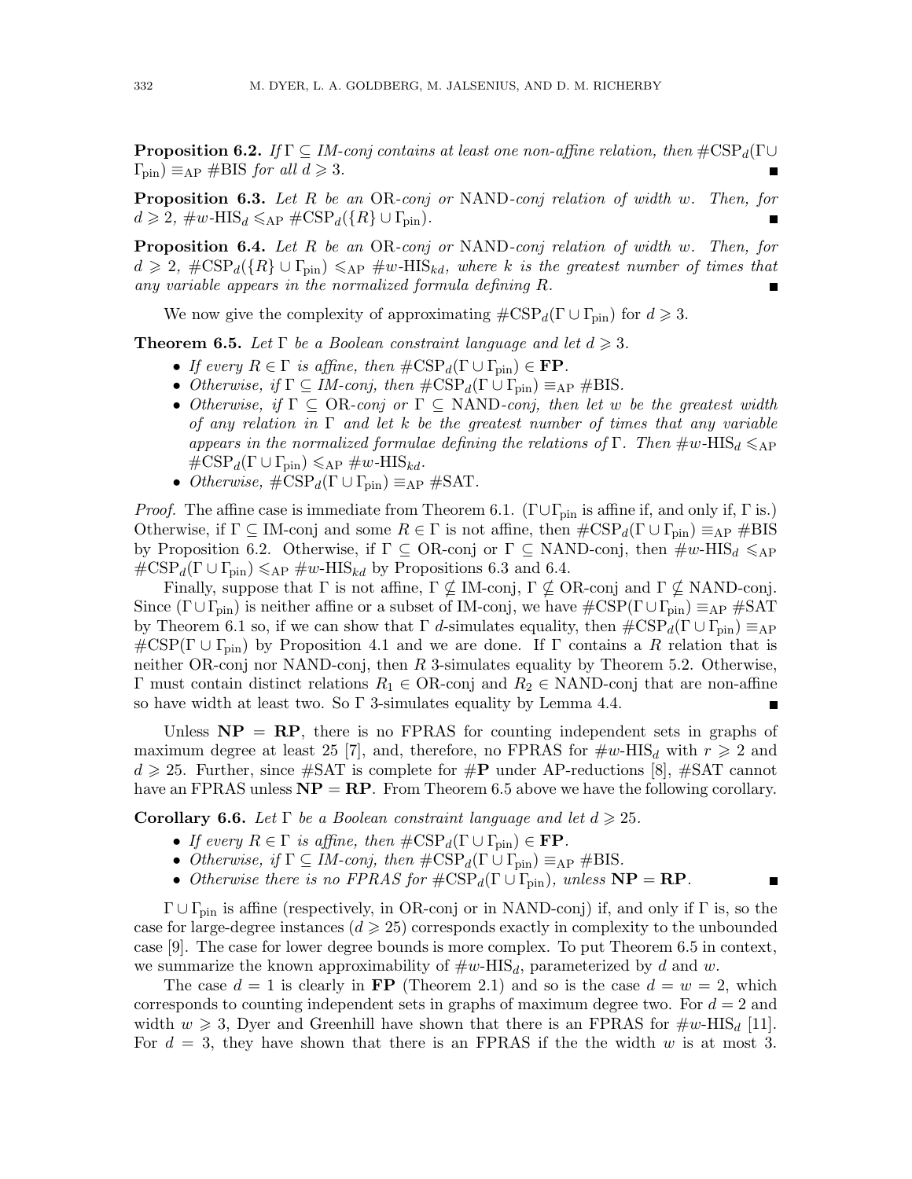**Proposition 6.2.** *If $\Gamma \subseteq$ IM-conj contains at least one non-affine relation, then $\#\text{CSP}_d(\Gamma \cup \Gamma_{\text{pin}}) \equiv_{\text{AP}} \#\text{BIS}$ for all $d \geqslant 3$.* ∎

**Proposition 6.3.** *Let $R$ be an* OR*-conj or* NAND*-conj relation of width $w$. Then, for $d \geqslant 2$, $\#w\text{-HIS}_d \leqslant_{\text{AP}} \#\text{CSP}_d(\{R\} \cup \Gamma_{\text{pin}})$.* ∎

**Proposition 6.4.** *Let $R$ be an* OR*-conj or* NAND*-conj relation of width $w$. Then, for $d \geqslant 2$, $\#\text{CSP}_d(\{R\} \cup \Gamma_{\text{pin}}) \leqslant_{\text{AP}} \#w\text{-HIS}_{kd}$, where $k$ is the greatest number of times that any variable appears in the normalized formula defining $R$.* ∎

We now give the complexity of approximating $\#\text{CSP}_d(\Gamma \cup \Gamma_{\text{pin}})$ for $d \geqslant 3$.

**Theorem 6.5.** *Let $\Gamma$ be a Boolean constraint language and let $d \geqslant 3$.*

- *If every $R \in \Gamma$ is affine, then $\#\text{CSP}_d(\Gamma \cup \Gamma_{\text{pin}}) \in$ **FP**.*
- *Otherwise, if $\Gamma \subseteq$ IM-conj, then $\#\text{CSP}_d(\Gamma \cup \Gamma_{\text{pin}}) \equiv_{\text{AP}} \#\text{BIS}$.*
- *Otherwise, if $\Gamma \subseteq$ OR-conj or $\Gamma \subseteq$ NAND-conj, then let $w$ be the greatest width of any relation in $\Gamma$ and let $k$ be the greatest number of times that any variable appears in the normalized formulae defining the relations of $\Gamma$. Then $\#w\text{-HIS}_d \leqslant_{\text{AP}} \#\text{CSP}_d(\Gamma \cup \Gamma_{\text{pin}}) \leqslant_{\text{AP}} \#w\text{-HIS}_{kd}$.*
- *Otherwise, $\#\text{CSP}_d(\Gamma \cup \Gamma_{\text{pin}}) \equiv_{\text{AP}} \#\text{SAT}$.*

*Proof.* The affine case is immediate from Theorem 6.1. ($\Gamma \cup \Gamma_{\text{pin}}$ is affine if, and only if, $\Gamma$ is.) Otherwise, if $\Gamma \subseteq$ IM-conj and some $R \in \Gamma$ is not affine, then $\#\text{CSP}_d(\Gamma \cup \Gamma_{\text{pin}}) \equiv_{\text{AP}} \#\text{BIS}$ by Proposition 6.2. Otherwise, if $\Gamma \subseteq$ OR-conj or $\Gamma \subseteq$ NAND-conj, then $\#w\text{-HIS}_d \leqslant_{\text{AP}} \#\text{CSP}_d(\Gamma \cup \Gamma_{\text{pin}}) \leqslant_{\text{AP}} \#w\text{-HIS}_{kd}$ by Propositions 6.3 and 6.4.

Finally, suppose that $\Gamma$ is not affine, $\Gamma \nsubseteq$ IM-conj, $\Gamma \nsubseteq$ OR-conj and $\Gamma \nsubseteq$ NAND-conj. Since $(\Gamma \cup \Gamma_{\text{pin}})$ is neither affine or a subset of IM-conj, we have $\#\text{CSP}(\Gamma \cup \Gamma_{\text{pin}}) \equiv_{\text{AP}} \#\text{SAT}$ by Theorem 6.1 so, if we can show that $\Gamma$ $d$-simulates equality, then $\#\text{CSP}_d(\Gamma \cup \Gamma_{\text{pin}}) \equiv_{\text{AP}} \#\text{CSP}(\Gamma \cup \Gamma_{\text{pin}})$ by Proposition 4.1 and we are done. If $\Gamma$ contains a $R$ relation that is neither OR-conj nor NAND-conj, then $R$ 3-simulates equality by Theorem 5.2. Otherwise, $\Gamma$ must contain distinct relations $R_1 \in$ OR-conj and $R_2 \in$ NAND-conj that are non-affine so have width at least two. So $\Gamma$ 3-simulates equality by Lemma 4.4. ∎

Unless **NP** = **RP**, there is no FPRAS for counting independent sets in graphs of maximum degree at least 25 [7], and, therefore, no FPRAS for $\#w\text{-HIS}_d$ with $r \geqslant 2$ and $d \geqslant 25$. Further, since #SAT is complete for #**P** under AP-reductions [8], #SAT cannot have an FPRAS unless **NP** = **RP**. From Theorem 6.5 above we have the following corollary.

**Corollary 6.6.** *Let $\Gamma$ be a Boolean constraint language and let $d \geqslant 25$.*

- *If every $R \in \Gamma$ is affine, then $\#\text{CSP}_d(\Gamma \cup \Gamma_{\text{pin}}) \in$ **FP**.*
- *Otherwise, if $\Gamma \subseteq$ IM-conj, then $\#\text{CSP}_d(\Gamma \cup \Gamma_{\text{pin}}) \equiv_{\text{AP}} \#\text{BIS}$.*
- *Otherwise there is no FPRAS for $\#\text{CSP}_d(\Gamma \cup \Gamma_{\text{pin}})$, unless* **NP** = **RP**. ∎

$\Gamma \cup \Gamma_{\text{pin}}$ is affine (respectively, in OR-conj or in NAND-conj) if, and only if $\Gamma$ is, so the case for large-degree instances ($d \geqslant 25$) corresponds exactly in complexity to the unbounded case [9]. The case for lower degree bounds is more complex. To put Theorem 6.5 in context, we summarize the known approximability of $\#w\text{-HIS}_d$, parameterized by $d$ and $w$.

The case $d = 1$ is clearly in **FP** (Theorem 2.1) and so is the case $d = w = 2$, which corresponds to counting independent sets in graphs of maximum degree two. For $d = 2$ and width $w \geqslant 3$, Dyer and Greenhill have shown that there is an FPRAS for $\#w\text{-HIS}_d$ [11]. For $d = 3$, they have shown that there is an FPRAS if the the width $w$ is at most 3.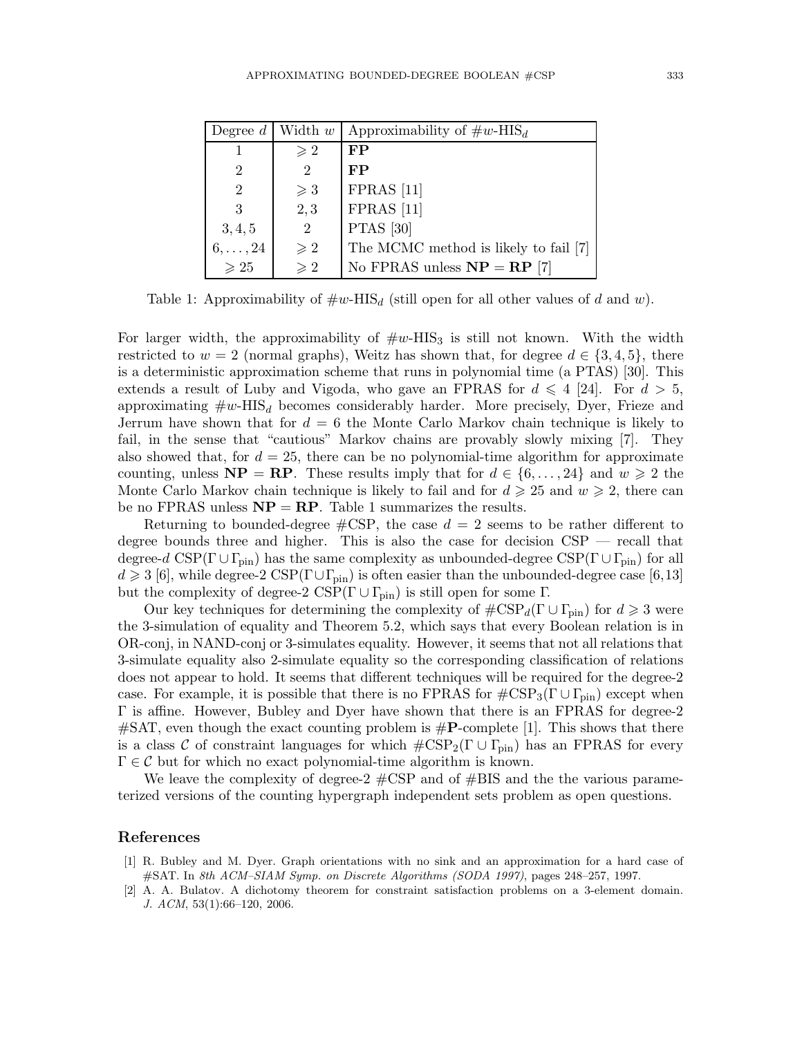| Degree $d$ | Width $w$ | Approximability of $\#w\text{-HIS}_d$ |
|---|---|---|
| 1 | $\geqslant 2$ | **FP** |
| 2 | 2 | **FP** |
| 2 | $\geqslant 3$ | FPRAS [11] |
| 3 | 2, 3 | FPRAS [11] |
| 3, 4, 5 | 2 | PTAS [30] |
| $6, \ldots, 24$ | $\geqslant 2$ | The MCMC method is likely to fail [7] |
| $\geqslant 25$ | $\geqslant 2$ | No FPRAS unless $\mathbf{NP} = \mathbf{RP}$ [7] |

Table 1: Approximability of $\#w\text{-HIS}_d$ (still open for all other values of $d$ and $w$).

For larger width, the approximability of $\#w\text{-HIS}_3$ is still not known. With the width restricted to $w = 2$ (normal graphs), Weitz has shown that, for degree $d \in \{3, 4, 5\}$, there is a deterministic approximation scheme that runs in polynomial time (a PTAS) [30]. This extends a result of Luby and Vigoda, who gave an FPRAS for $d \leqslant 4$ [24]. For $d > 5$, approximating $\#w\text{-HIS}_d$ becomes considerably harder. More precisely, Dyer, Frieze and Jerrum have shown that for $d = 6$ the Monte Carlo Markov chain technique is likely to fail, in the sense that "cautious" Markov chains are provably slowly mixing [7]. They also showed that, for $d = 25$, there can be no polynomial-time algorithm for approximate counting, unless $\mathbf{NP} = \mathbf{RP}$. These results imply that for $d \in \{6, \ldots, 24\}$ and $w \geqslant 2$ the Monte Carlo Markov chain technique is likely to fail and for $d \geqslant 25$ and $w \geqslant 2$, there can be no FPRAS unless $\mathbf{NP} = \mathbf{RP}$. Table 1 summarizes the results.

Returning to bounded-degree #CSP, the case $d = 2$ seems to be rather different to degree bounds three and higher. This is also the case for decision CSP — recall that degree-$d$ $\text{CSP}(\Gamma \cup \Gamma_{\text{pin}})$ has the same complexity as unbounded-degree $\text{CSP}(\Gamma \cup \Gamma_{\text{pin}})$ for all $d \geqslant 3$ [6], while degree-2 $\text{CSP}(\Gamma \cup \Gamma_{\text{pin}})$ is often easier than the unbounded-degree case [6,13] but the complexity of degree-2 $\text{CSP}(\Gamma \cup \Gamma_{\text{pin}})$ is still open for some $\Gamma$.

Our key techniques for determining the complexity of $\#\text{CSP}_d(\Gamma \cup \Gamma_{\text{pin}})$ for $d \geqslant 3$ were the 3-simulation of equality and Theorem 5.2, which says that every Boolean relation is in OR-conj, in NAND-conj or 3-simulates equality. However, it seems that not all relations that 3-simulate equality also 2-simulate equality so the corresponding classification of relations does not appear to hold. It seems that different techniques will be required for the degree-2 case. For example, it is possible that there is no FPRAS for $\#\text{CSP}_3(\Gamma \cup \Gamma_{\text{pin}})$ except when $\Gamma$ is affine. However, Bubley and Dyer have shown that there is an FPRAS for degree-2 #SAT, even though the exact counting problem is #**P**-complete [1]. This shows that there is a class $\mathcal{C}$ of constraint languages for which $\#\text{CSP}_2(\Gamma \cup \Gamma_{\text{pin}})$ has an FPRAS for every $\Gamma \in \mathcal{C}$ but for which no exact polynomial-time algorithm is known.

We leave the complexity of degree-2 #CSP and of #BIS and the the various parameterized versions of the counting hypergraph independent sets problem as open questions.

## References

[1] R. Bubley and M. Dyer. Graph orientations with no sink and an approximation for a hard case of #SAT. In *8th ACM–SIAM Symp. on Discrete Algorithms (SODA 1997)*, pages 248–257, 1997.

[2] A. A. Bulatov. A dichotomy theorem for constraint satisfaction problems on a 3-element domain. *J. ACM*, 53(1):66–120, 2006.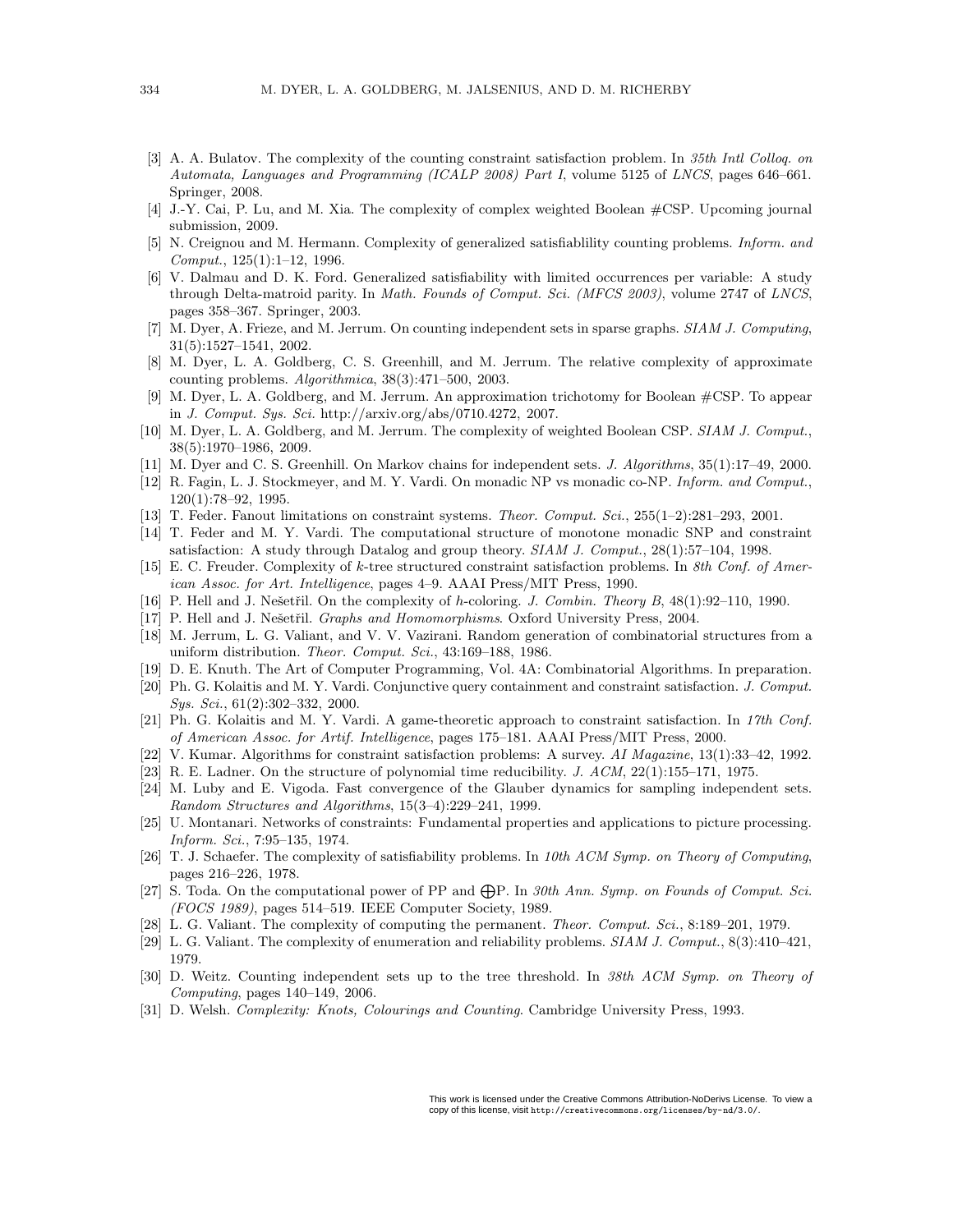[3] A. A. Bulatov. The complexity of the counting constraint satisfaction problem. In *35th Intl Colloq. on Automata, Languages and Programming (ICALP 2008) Part I*, volume 5125 of *LNCS*, pages 646–661. Springer, 2008.

[4] J.-Y. Cai, P. Lu, and M. Xia. The complexity of complex weighted Boolean #CSP. Upcoming journal submission, 2009.

[5] N. Creignou and M. Hermann. Complexity of generalized satisfiablility counting problems. *Inform. and Comput.*, 125(1):1–12, 1996.

[6] V. Dalmau and D. K. Ford. Generalized satisfiability with limited occurrences per variable: A study through Delta-matroid parity. In *Math. Founds of Comput. Sci. (MFCS 2003)*, volume 2747 of *LNCS*, pages 358–367. Springer, 2003.

[7] M. Dyer, A. Frieze, and M. Jerrum. On counting independent sets in sparse graphs. *SIAM J. Computing*, 31(5):1527–1541, 2002.

[8] M. Dyer, L. A. Goldberg, C. S. Greenhill, and M. Jerrum. The relative complexity of approximate counting problems. *Algorithmica*, 38(3):471–500, 2003.

[9] M. Dyer, L. A. Goldberg, and M. Jerrum. An approximation trichotomy for Boolean #CSP. To appear in *J. Comput. Sys. Sci.* http://arxiv.org/abs/0710.4272, 2007.

[10] M. Dyer, L. A. Goldberg, and M. Jerrum. The complexity of weighted Boolean CSP. *SIAM J. Comput.*, 38(5):1970–1986, 2009.

[11] M. Dyer and C. S. Greenhill. On Markov chains for independent sets. *J. Algorithms*, 35(1):17–49, 2000.

[12] R. Fagin, L. J. Stockmeyer, and M. Y. Vardi. On monadic NP vs monadic co-NP. *Inform. and Comput.*, 120(1):78–92, 1995.

[13] T. Feder. Fanout limitations on constraint systems. *Theor. Comput. Sci.*, 255(1–2):281–293, 2001.

[14] T. Feder and M. Y. Vardi. The computational structure of monotone monadic SNP and constraint satisfaction: A study through Datalog and group theory. *SIAM J. Comput.*, 28(1):57–104, 1998.

[15] E. C. Freuder. Complexity of $k$-tree structured constraint satisfaction problems. In *8th Conf. of American Assoc. for Art. Intelligence*, pages 4–9. AAAI Press/MIT Press, 1990.

[16] P. Hell and J. Nešetřil. On the complexity of $h$-coloring. *J. Combin. Theory B*, 48(1):92–110, 1990.

[17] P. Hell and J. Nešetřil. *Graphs and Homomorphisms*. Oxford University Press, 2004.

[18] M. Jerrum, L. G. Valiant, and V. V. Vazirani. Random generation of combinatorial structures from a uniform distribution. *Theor. Comput. Sci.*, 43:169–188, 1986.

[19] D. E. Knuth. The Art of Computer Programming, Vol. 4A: Combinatorial Algorithms. In preparation.

[20] Ph. G. Kolaitis and M. Y. Vardi. Conjunctive query containment and constraint satisfaction. *J. Comput. Sys. Sci.*, 61(2):302–332, 2000.

[21] Ph. G. Kolaitis and M. Y. Vardi. A game-theoretic approach to constraint satisfaction. In *17th Conf. of American Assoc. for Artif. Intelligence*, pages 175–181. AAAI Press/MIT Press, 2000.

[22] V. Kumar. Algorithms for constraint satisfaction problems: A survey. *AI Magazine*, 13(1):33–42, 1992.

[23] R. E. Ladner. On the structure of polynomial time reducibility. *J. ACM*, 22(1):155–171, 1975.

[24] M. Luby and E. Vigoda. Fast convergence of the Glauber dynamics for sampling independent sets. *Random Structures and Algorithms*, 15(3–4):229–241, 1999.

[25] U. Montanari. Networks of constraints: Fundamental properties and applications to picture processing. *Inform. Sci.*, 7:95–135, 1974.

[26] T. J. Schaefer. The complexity of satisfiability problems. In *10th ACM Symp. on Theory of Computing*, pages 216–226, 1978.

[27] S. Toda. On the computational power of PP and $\bigoplus$P. In *30th Ann. Symp. on Founds of Comput. Sci. (FOCS 1989)*, pages 514–519. IEEE Computer Society, 1989.

[28] L. G. Valiant. The complexity of computing the permanent. *Theor. Comput. Sci.*, 8:189–201, 1979.

[29] L. G. Valiant. The complexity of enumeration and reliability problems. *SIAM J. Comput.*, 8(3):410–421, 1979.

[30] D. Weitz. Counting independent sets up to the tree threshold. In *38th ACM Symp. on Theory of Computing*, pages 140–149, 2006.

[31] D. Welsh. *Complexity: Knots, Colourings and Counting*. Cambridge University Press, 1993.

This work is licensed under the Creative Commons Attribution-NoDerivs License. To view a copy of this license, visit http://creativecommons.org/licenses/by-nd/3.0/.